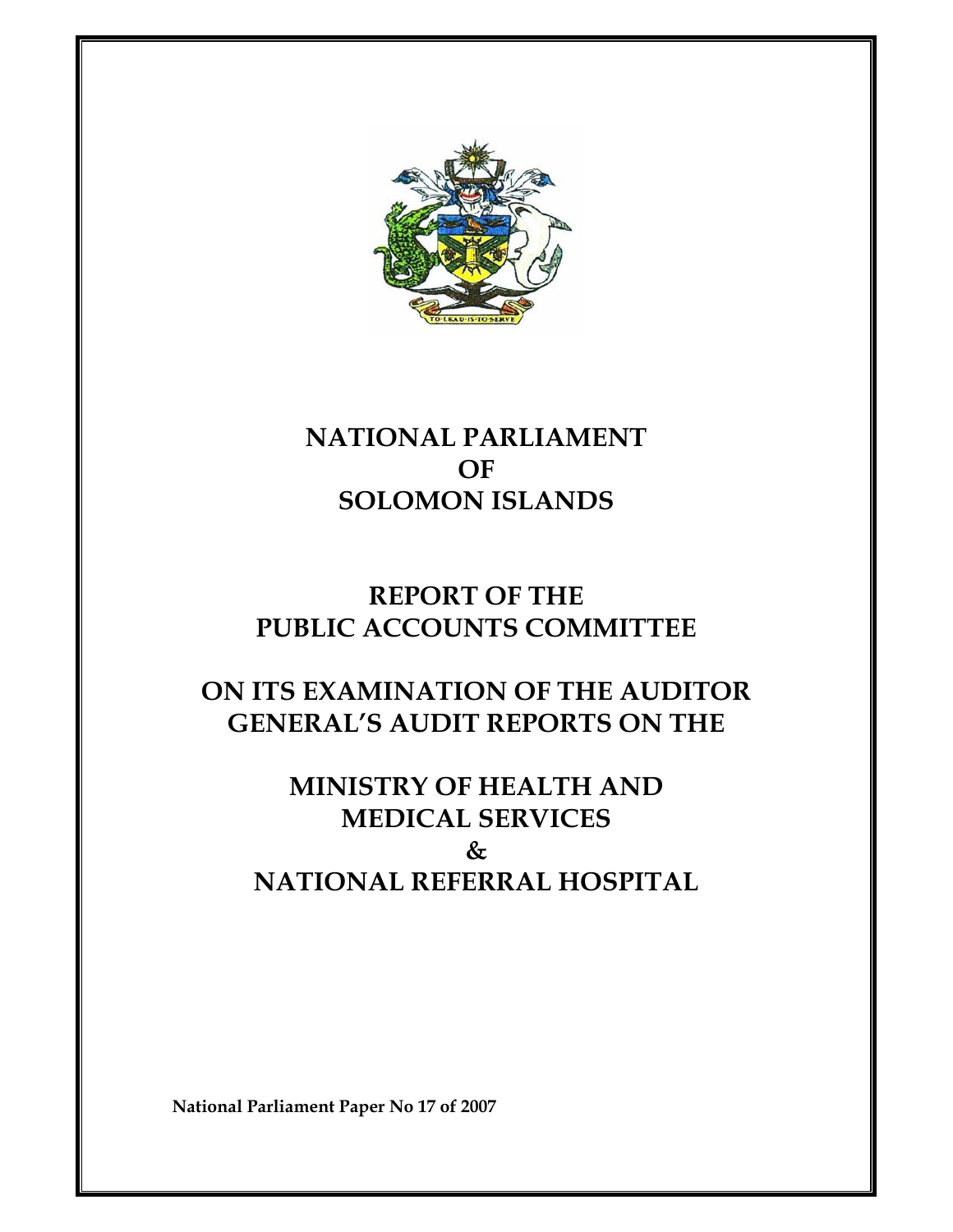# NATIONAL PARLIAMENT OF SOLOMON ISLANDS

## REPORT OF THE PUBLIC ACCOUNTS COMMITTEE

## ON ITS EXAMINATION OF THE AUDITOR GENERAL'S AUDIT REPORTS ON THE

## MINISTRY OF HEALTH AND MEDICAL SERVICES & NATIONAL REFERRAL HOSPITAL

**National Parliament Paper No 17 of 2007**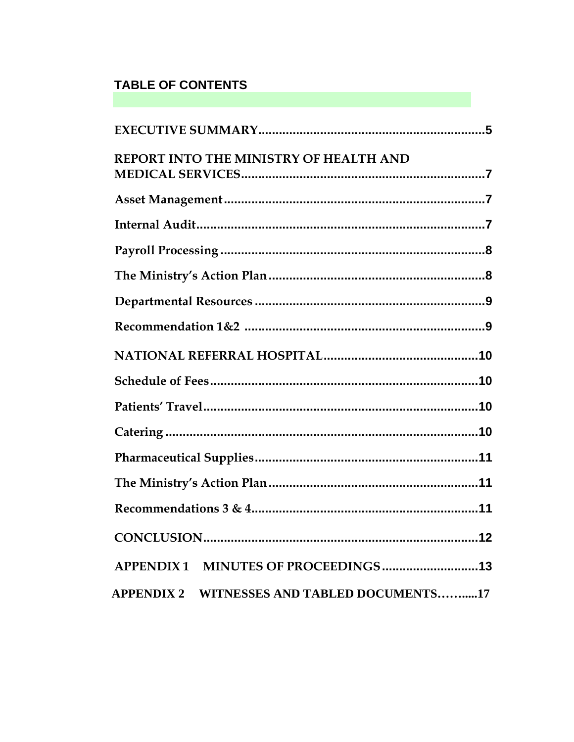## TABLE OF CONTENTS

**EXECUTIVE SUMMARY**..................................................................5

**REPORT INTO THE MINISTRY OF HEALTH AND MEDICAL SERVICES**......................................................................7

**Asset Management**............................................................................7

**Internal Audit**....................................................................................7

**Payroll Processing**.............................................................................8

**The Ministry's Action Plan**...............................................................8

**Departmental Resources**...................................................................9

**Recommendation 1&2**.....................................................................9

**NATIONAL REFERRAL HOSPITAL**..............................................10

**Schedule of Fees**.............................................................................10

**Patients' Travel**................................................................................10

**Catering**...........................................................................................10

**Pharmaceutical Supplies**.................................................................11

**The Ministry's Action Plan**.............................................................11

**Recommendations 3 & 4**.................................................................11

**CONCLUSION**.................................................................................12

**APPENDIX 1 MINUTES OF PROCEEDINGS**...........................13

**APPENDIX 2 WITNESSES AND TABLED DOCUMENTS**……....17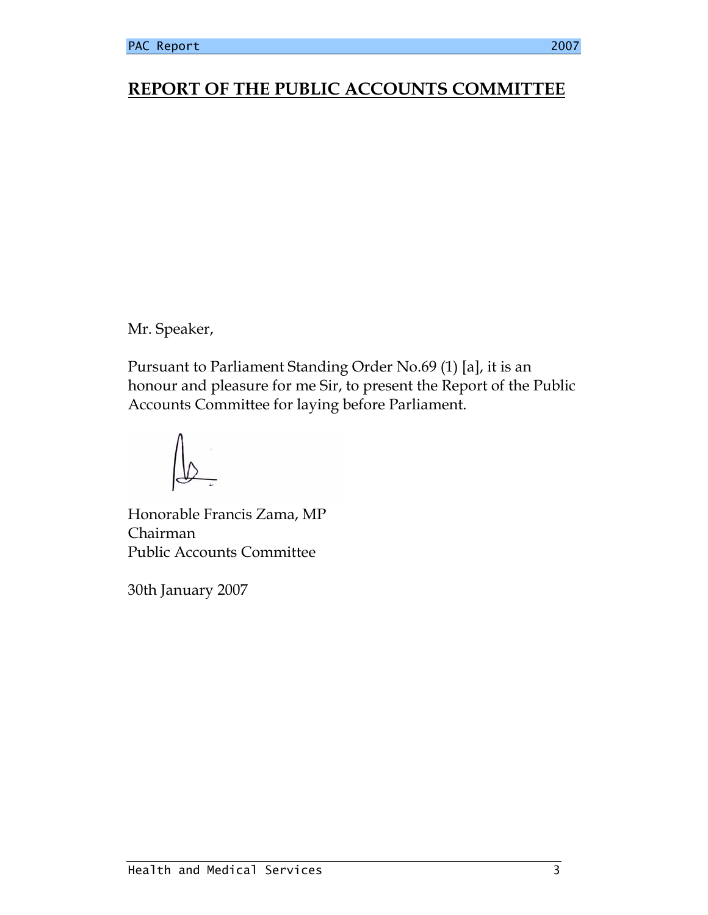# REPORT OF THE PUBLIC ACCOUNTS COMMITTEE

Mr. Speaker,

Pursuant to Parliament Standing Order No.69 (1) [a], it is an honour and pleasure for me Sir, to present the Report of the Public Accounts Committee for laying before Parliament.

Honorable Francis Zama, MP
Chairman
Public Accounts Committee

30th January 2007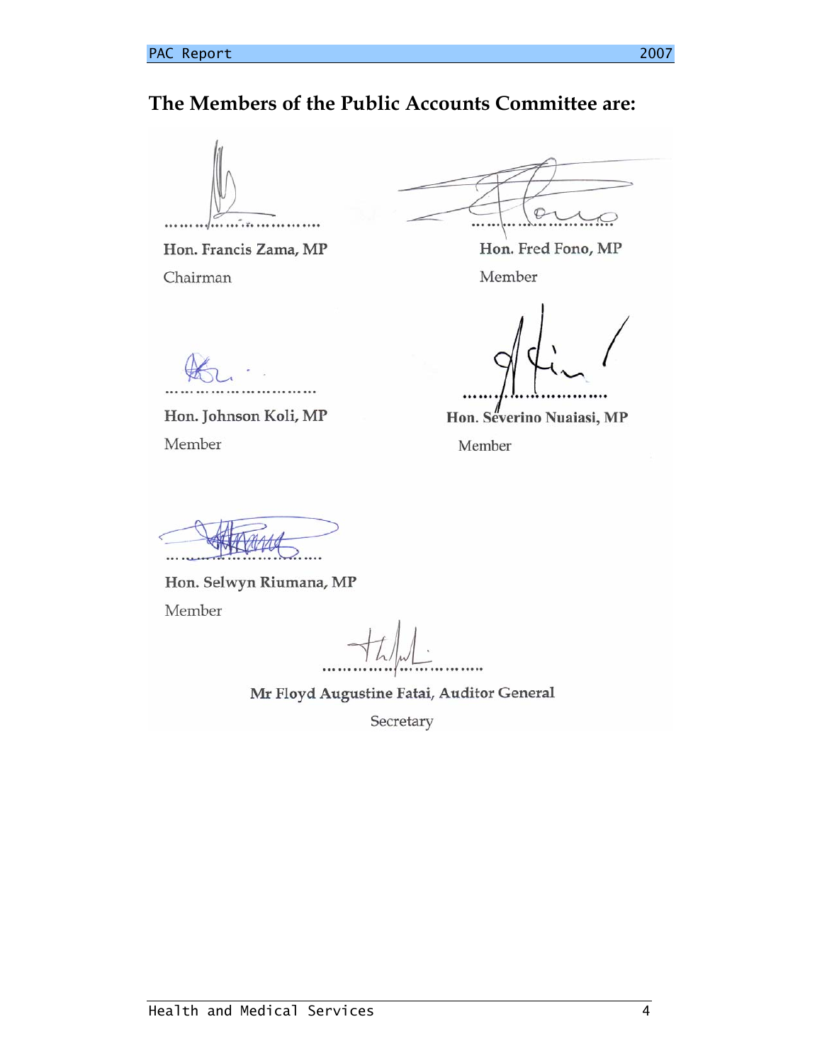## The Members of the Public Accounts Committee are:

……………………………

Hon. Francis Zama, MP

Chairman

……………………………

Hon. Fred Fono, MP

Member

……………………………

Hon. Johnson Koli, MP

Member

……………………………

Hon. Severino Nuaiasi, MP

Member

……………………………

Hon. Selwyn Riumana, MP

Member

……………………………

Mr Floyd Augustine Fatai, Auditor General

Secretary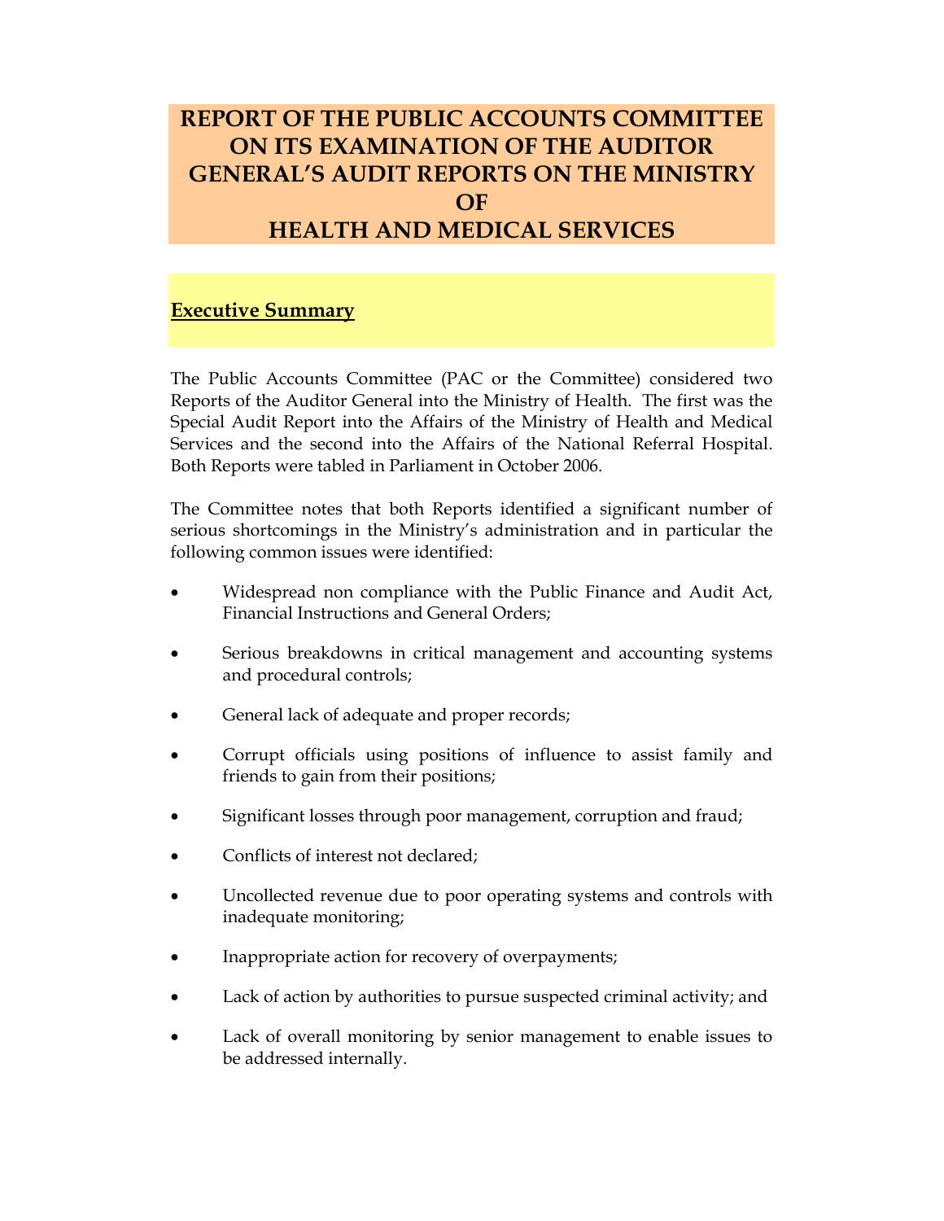# REPORT OF THE PUBLIC ACCOUNTS COMMITTEE ON ITS EXAMINATION OF THE AUDITOR GENERAL'S AUDIT REPORTS ON THE MINISTRY OF HEALTH AND MEDICAL SERVICES

## Executive Summary

The Public Accounts Committee (PAC or the Committee) considered two Reports of the Auditor General into the Ministry of Health. The first was the Special Audit Report into the Affairs of the Ministry of Health and Medical Services and the second into the Affairs of the National Referral Hospital. Both Reports were tabled in Parliament in October 2006.

The Committee notes that both Reports identified a significant number of serious shortcomings in the Ministry's administration and in particular the following common issues were identified:

- Widespread non compliance with the Public Finance and Audit Act, Financial Instructions and General Orders;
- Serious breakdowns in critical management and accounting systems and procedural controls;
- General lack of adequate and proper records;
- Corrupt officials using positions of influence to assist family and friends to gain from their positions;
- Significant losses through poor management, corruption and fraud;
- Conflicts of interest not declared;
- Uncollected revenue due to poor operating systems and controls with inadequate monitoring;
- Inappropriate action for recovery of overpayments;
- Lack of action by authorities to pursue suspected criminal activity; and
- Lack of overall monitoring by senior management to enable issues to be addressed internally.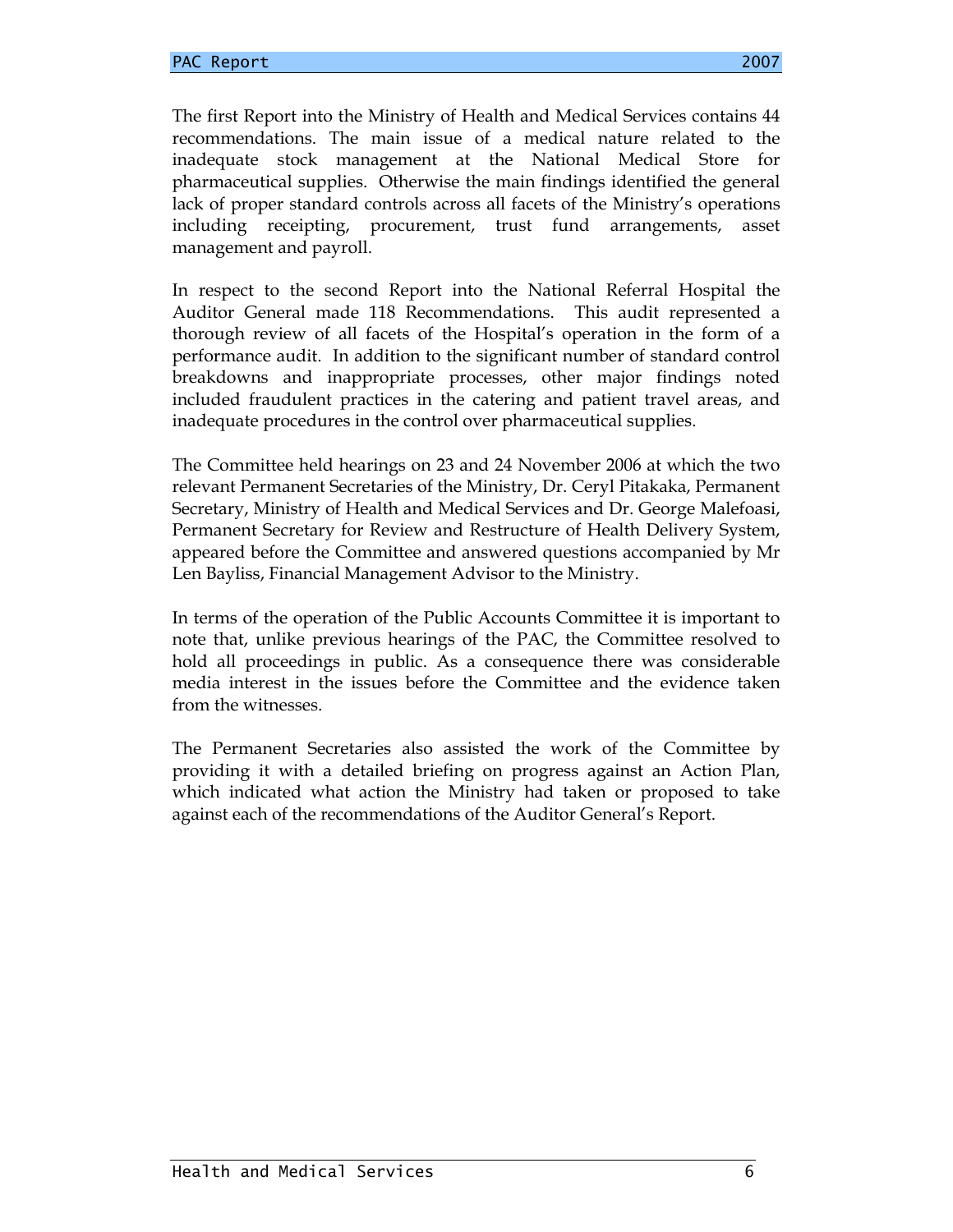The first Report into the Ministry of Health and Medical Services contains 44 recommendations. The main issue of a medical nature related to the inadequate stock management at the National Medical Store for pharmaceutical supplies. Otherwise the main findings identified the general lack of proper standard controls across all facets of the Ministry's operations including receipting, procurement, trust fund arrangements, asset management and payroll.

In respect to the second Report into the National Referral Hospital the Auditor General made 118 Recommendations. This audit represented a thorough review of all facets of the Hospital's operation in the form of a performance audit. In addition to the significant number of standard control breakdowns and inappropriate processes, other major findings noted included fraudulent practices in the catering and patient travel areas, and inadequate procedures in the control over pharmaceutical supplies.

The Committee held hearings on 23 and 24 November 2006 at which the two relevant Permanent Secretaries of the Ministry, Dr. Ceryl Pitakaka, Permanent Secretary, Ministry of Health and Medical Services and Dr. George Malefoasi, Permanent Secretary for Review and Restructure of Health Delivery System, appeared before the Committee and answered questions accompanied by Mr Len Bayliss, Financial Management Advisor to the Ministry.

In terms of the operation of the Public Accounts Committee it is important to note that, unlike previous hearings of the PAC, the Committee resolved to hold all proceedings in public. As a consequence there was considerable media interest in the issues before the Committee and the evidence taken from the witnesses.

The Permanent Secretaries also assisted the work of the Committee by providing it with a detailed briefing on progress against an Action Plan, which indicated what action the Ministry had taken or proposed to take against each of the recommendations of the Auditor General's Report.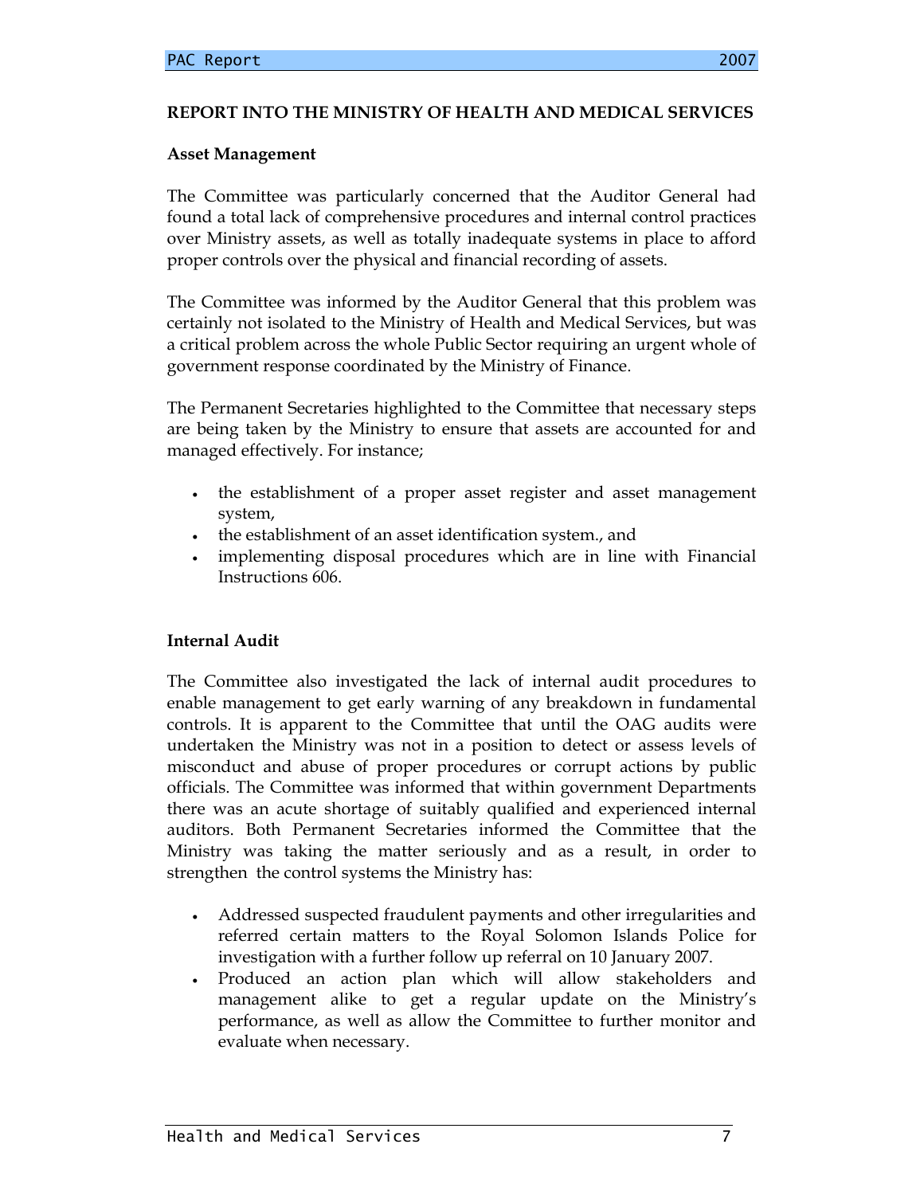**REPORT INTO THE MINISTRY OF HEALTH AND MEDICAL SERVICES**

**Asset Management**

The Committee was particularly concerned that the Auditor General had found a total lack of comprehensive procedures and internal control practices over Ministry assets, as well as totally inadequate systems in place to afford proper controls over the physical and financial recording of assets.

The Committee was informed by the Auditor General that this problem was certainly not isolated to the Ministry of Health and Medical Services, but was a critical problem across the whole Public Sector requiring an urgent whole of government response coordinated by the Ministry of Finance.

The Permanent Secretaries highlighted to the Committee that necessary steps are being taken by the Ministry to ensure that assets are accounted for and managed effectively. For instance;

- the establishment of a proper asset register and asset management system,
- the establishment of an asset identification system., and
- implementing disposal procedures which are in line with Financial Instructions 606.

**Internal Audit**

The Committee also investigated the lack of internal audit procedures to enable management to get early warning of any breakdown in fundamental controls. It is apparent to the Committee that until the OAG audits were undertaken the Ministry was not in a position to detect or assess levels of misconduct and abuse of proper procedures or corrupt actions by public officials. The Committee was informed that within government Departments there was an acute shortage of suitably qualified and experienced internal auditors. Both Permanent Secretaries informed the Committee that the Ministry was taking the matter seriously and as a result, in order to strengthen the control systems the Ministry has:

- Addressed suspected fraudulent payments and other irregularities and referred certain matters to the Royal Solomon Islands Police for investigation with a further follow up referral on 10 January 2007.
- Produced an action plan which will allow stakeholders and management alike to get a regular update on the Ministry's performance, as well as allow the Committee to further monitor and evaluate when necessary.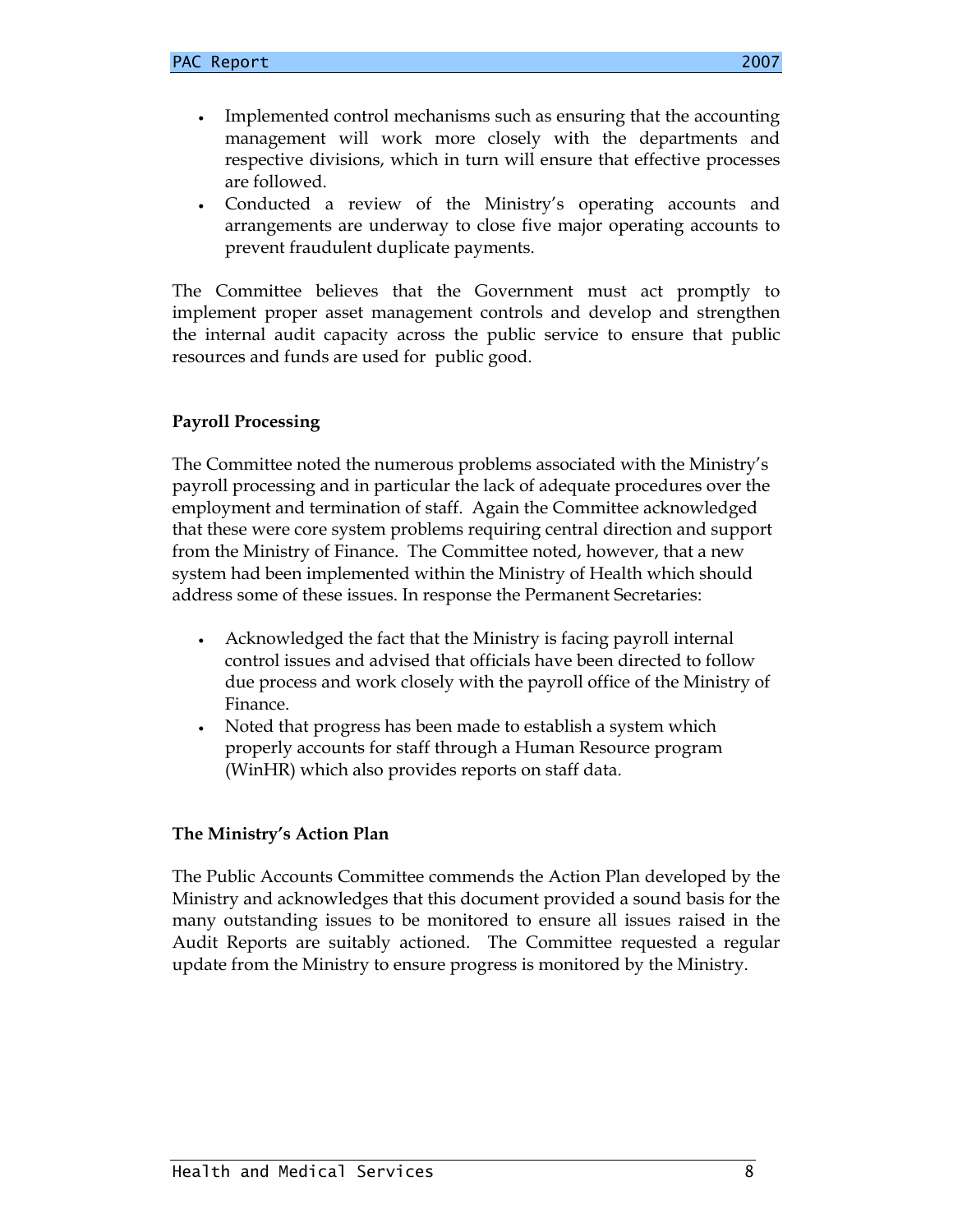- Implemented control mechanisms such as ensuring that the accounting management will work more closely with the departments and respective divisions, which in turn will ensure that effective processes are followed.
- Conducted a review of the Ministry's operating accounts and arrangements are underway to close five major operating accounts to prevent fraudulent duplicate payments.

The Committee believes that the Government must act promptly to implement proper asset management controls and develop and strengthen the internal audit capacity across the public service to ensure that public resources and funds are used for public good.

**Payroll Processing**

The Committee noted the numerous problems associated with the Ministry's payroll processing and in particular the lack of adequate procedures over the employment and termination of staff. Again the Committee acknowledged that these were core system problems requiring central direction and support from the Ministry of Finance. The Committee noted, however, that a new system had been implemented within the Ministry of Health which should address some of these issues. In response the Permanent Secretaries:

- Acknowledged the fact that the Ministry is facing payroll internal control issues and advised that officials have been directed to follow due process and work closely with the payroll office of the Ministry of Finance.
- Noted that progress has been made to establish a system which properly accounts for staff through a Human Resource program (WinHR) which also provides reports on staff data.

**The Ministry's Action Plan**

The Public Accounts Committee commends the Action Plan developed by the Ministry and acknowledges that this document provided a sound basis for the many outstanding issues to be monitored to ensure all issues raised in the Audit Reports are suitably actioned. The Committee requested a regular update from the Ministry to ensure progress is monitored by the Ministry.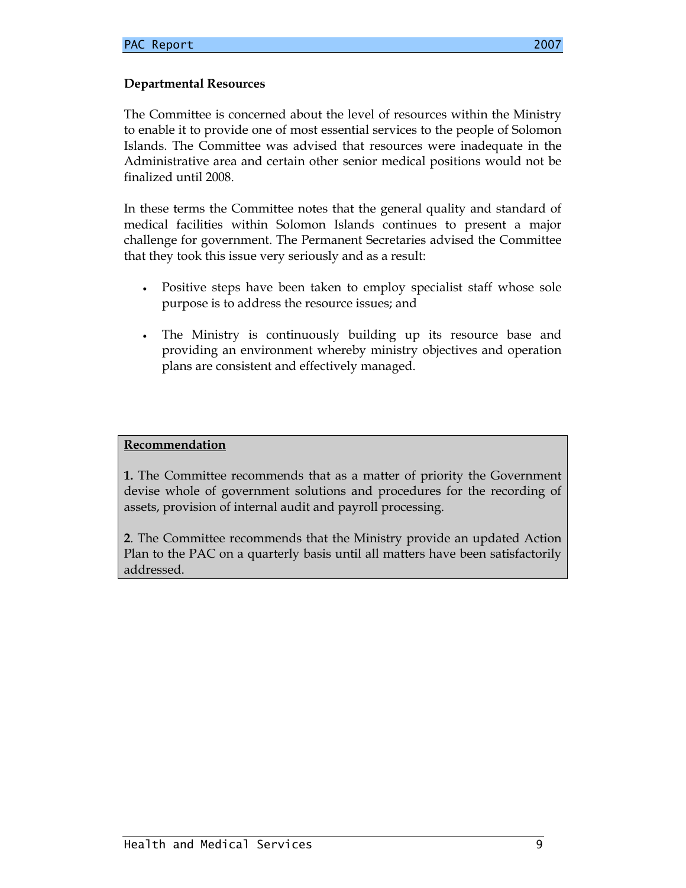**Departmental Resources**

The Committee is concerned about the level of resources within the Ministry to enable it to provide one of most essential services to the people of Solomon Islands. The Committee was advised that resources were inadequate in the Administrative area and certain other senior medical positions would not be finalized until 2008.

In these terms the Committee notes that the general quality and standard of medical facilities within Solomon Islands continues to present a major challenge for government. The Permanent Secretaries advised the Committee that they took this issue very seriously and as a result:

- Positive steps have been taken to employ specialist staff whose sole purpose is to address the resource issues; and
- The Ministry is continuously building up its resource base and providing an environment whereby ministry objectives and operation plans are consistent and effectively managed.

**Recommendation**

**1.** The Committee recommends that as a matter of priority the Government devise whole of government solutions and procedures for the recording of assets, provision of internal audit and payroll processing.

**2**. The Committee recommends that the Ministry provide an updated Action Plan to the PAC on a quarterly basis until all matters have been satisfactorily addressed.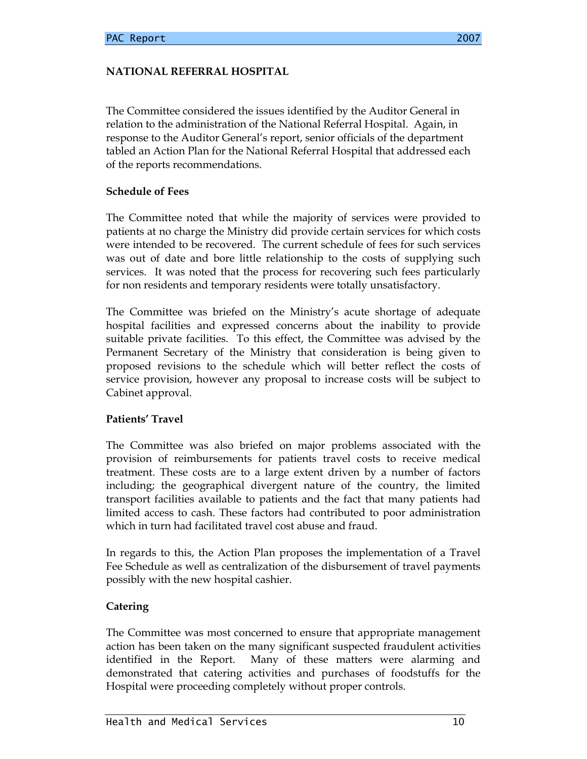## NATIONAL REFERRAL HOSPITAL

The Committee considered the issues identified by the Auditor General in relation to the administration of the National Referral Hospital. Again, in response to the Auditor General's report, senior officials of the department tabled an Action Plan for the National Referral Hospital that addressed each of the reports recommendations.

### Schedule of Fees

The Committee noted that while the majority of services were provided to patients at no charge the Ministry did provide certain services for which costs were intended to be recovered. The current schedule of fees for such services was out of date and bore little relationship to the costs of supplying such services. It was noted that the process for recovering such fees particularly for non residents and temporary residents were totally unsatisfactory.

The Committee was briefed on the Ministry's acute shortage of adequate hospital facilities and expressed concerns about the inability to provide suitable private facilities. To this effect, the Committee was advised by the Permanent Secretary of the Ministry that consideration is being given to proposed revisions to the schedule which will better reflect the costs of service provision, however any proposal to increase costs will be subject to Cabinet approval.

### Patients' Travel

The Committee was also briefed on major problems associated with the provision of reimbursements for patients travel costs to receive medical treatment. These costs are to a large extent driven by a number of factors including; the geographical divergent nature of the country, the limited transport facilities available to patients and the fact that many patients had limited access to cash. These factors had contributed to poor administration which in turn had facilitated travel cost abuse and fraud.

In regards to this, the Action Plan proposes the implementation of a Travel Fee Schedule as well as centralization of the disbursement of travel payments possibly with the new hospital cashier.

### Catering

The Committee was most concerned to ensure that appropriate management action has been taken on the many significant suspected fraudulent activities identified in the Report. Many of these matters were alarming and demonstrated that catering activities and purchases of foodstuffs for the Hospital were proceeding completely without proper controls.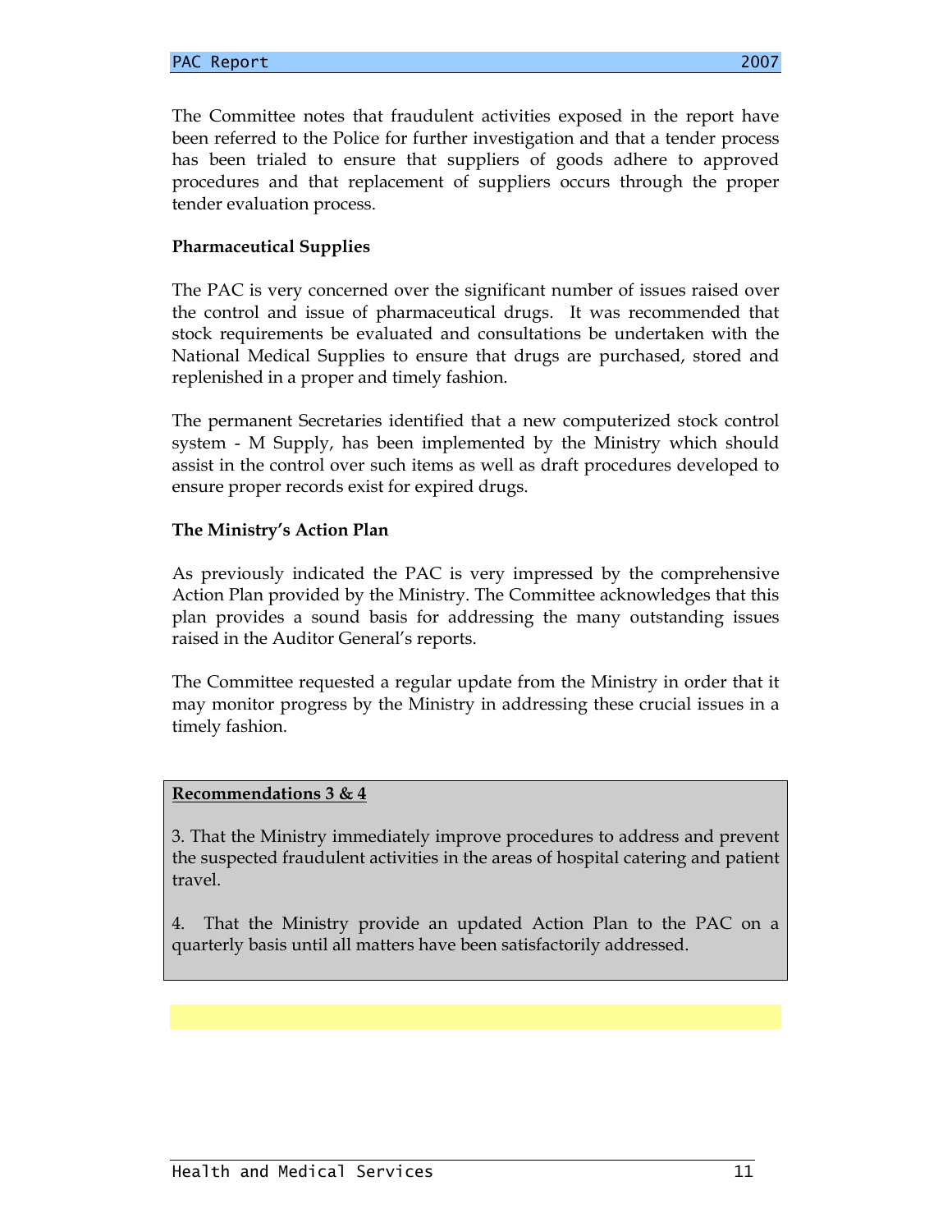The Committee notes that fraudulent activities exposed in the report have been referred to the Police for further investigation and that a tender process has been trialed to ensure that suppliers of goods adhere to approved procedures and that replacement of suppliers occurs through the proper tender evaluation process.

**Pharmaceutical Supplies**

The PAC is very concerned over the significant number of issues raised over the control and issue of pharmaceutical drugs. It was recommended that stock requirements be evaluated and consultations be undertaken with the National Medical Supplies to ensure that drugs are purchased, stored and replenished in a proper and timely fashion.

The permanent Secretaries identified that a new computerized stock control system - M Supply, has been implemented by the Ministry which should assist in the control over such items as well as draft procedures developed to ensure proper records exist for expired drugs.

**The Ministry's Action Plan**

As previously indicated the PAC is very impressed by the comprehensive Action Plan provided by the Ministry. The Committee acknowledges that this plan provides a sound basis for addressing the many outstanding issues raised in the Auditor General's reports.

The Committee requested a regular update from the Ministry in order that it may monitor progress by the Ministry in addressing these crucial issues in a timely fashion.

**Recommendations 3 & 4**

3. That the Ministry immediately improve procedures to address and prevent the suspected fraudulent activities in the areas of hospital catering and patient travel.

4. That the Ministry provide an updated Action Plan to the PAC on a quarterly basis until all matters have been satisfactorily addressed.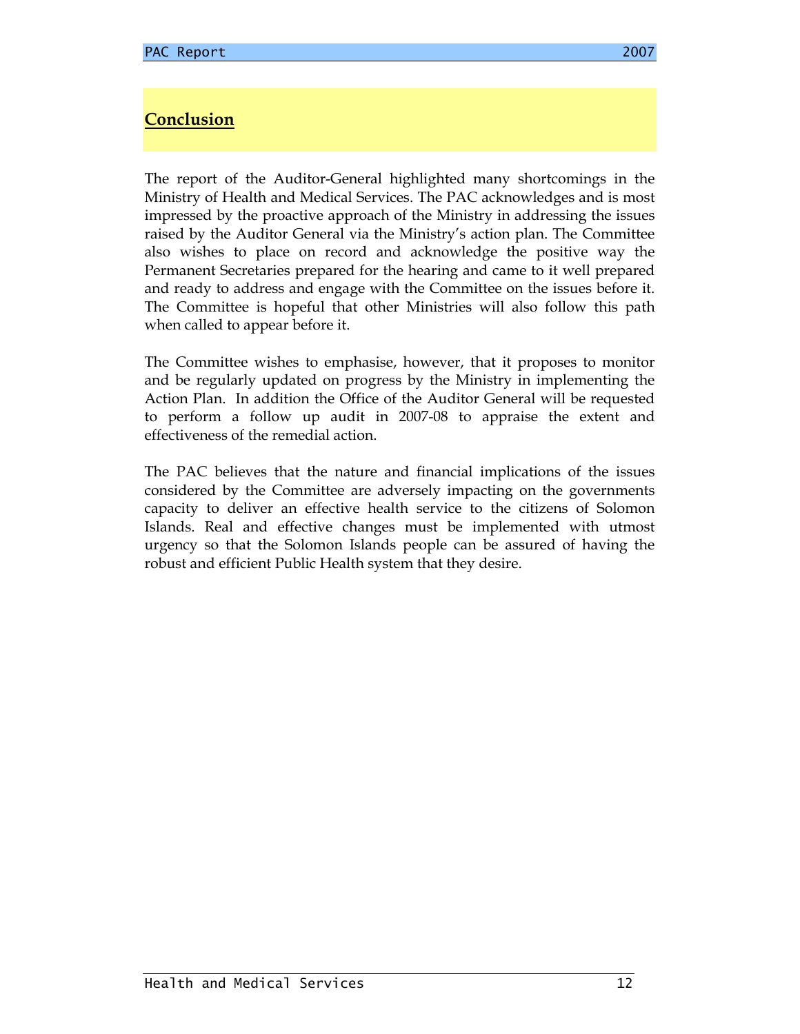## Conclusion

The report of the Auditor-General highlighted many shortcomings in the Ministry of Health and Medical Services. The PAC acknowledges and is most impressed by the proactive approach of the Ministry in addressing the issues raised by the Auditor General via the Ministry's action plan. The Committee also wishes to place on record and acknowledge the positive way the Permanent Secretaries prepared for the hearing and came to it well prepared and ready to address and engage with the Committee on the issues before it. The Committee is hopeful that other Ministries will also follow this path when called to appear before it.

The Committee wishes to emphasise, however, that it proposes to monitor and be regularly updated on progress by the Ministry in implementing the Action Plan. In addition the Office of the Auditor General will be requested to perform a follow up audit in 2007-08 to appraise the extent and effectiveness of the remedial action.

The PAC believes that the nature and financial implications of the issues considered by the Committee are adversely impacting on the governments capacity to deliver an effective health service to the citizens of Solomon Islands. Real and effective changes must be implemented with utmost urgency so that the Solomon Islands people can be assured of having the robust and efficient Public Health system that they desire.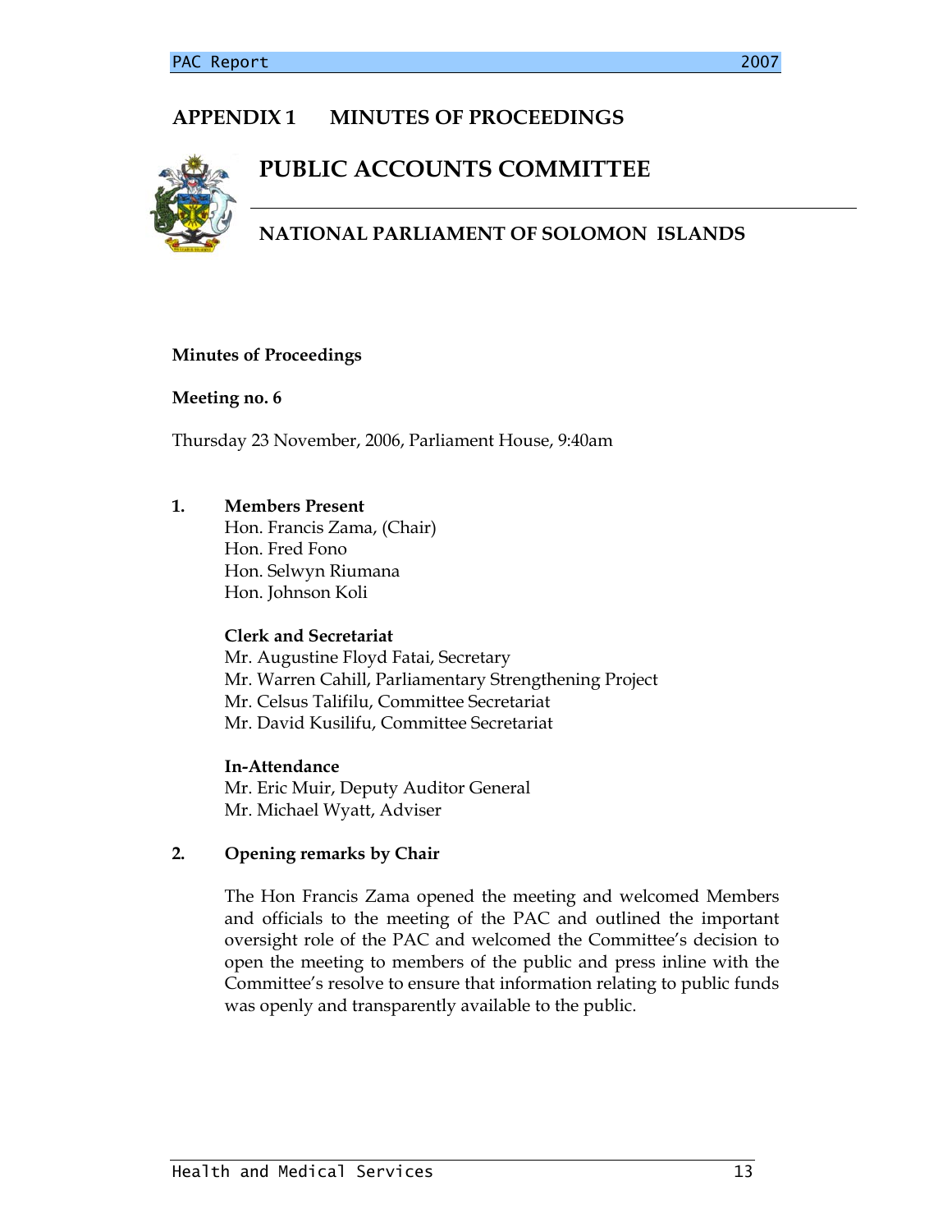# APPENDIX 1 MINUTES OF PROCEEDINGS

## PUBLIC ACCOUNTS COMMITTEE

## NATIONAL PARLIAMENT OF SOLOMON ISLANDS

**Minutes of Proceedings**

**Meeting no. 6**

Thursday 23 November, 2006, Parliament House, 9:40am

1. **Members Present**

   Hon. Francis Zama, (Chair)
   Hon. Fred Fono
   Hon. Selwyn Riumana
   Hon. Johnson Koli

   **Clerk and Secretariat**

   Mr. Augustine Floyd Fatai, Secretary
   Mr. Warren Cahill, Parliamentary Strengthening Project
   Mr. Celsus Talifilu, Committee Secretariat
   Mr. David Kusilifu, Committee Secretariat

   **In-Attendance**

   Mr. Eric Muir, Deputy Auditor General
   Mr. Michael Wyatt, Adviser

2. **Opening remarks by Chair**

   The Hon Francis Zama opened the meeting and welcomed Members and officials to the meeting of the PAC and outlined the important oversight role of the PAC and welcomed the Committee's decision to open the meeting to members of the public and press inline with the Committee's resolve to ensure that information relating to public funds was openly and transparently available to the public.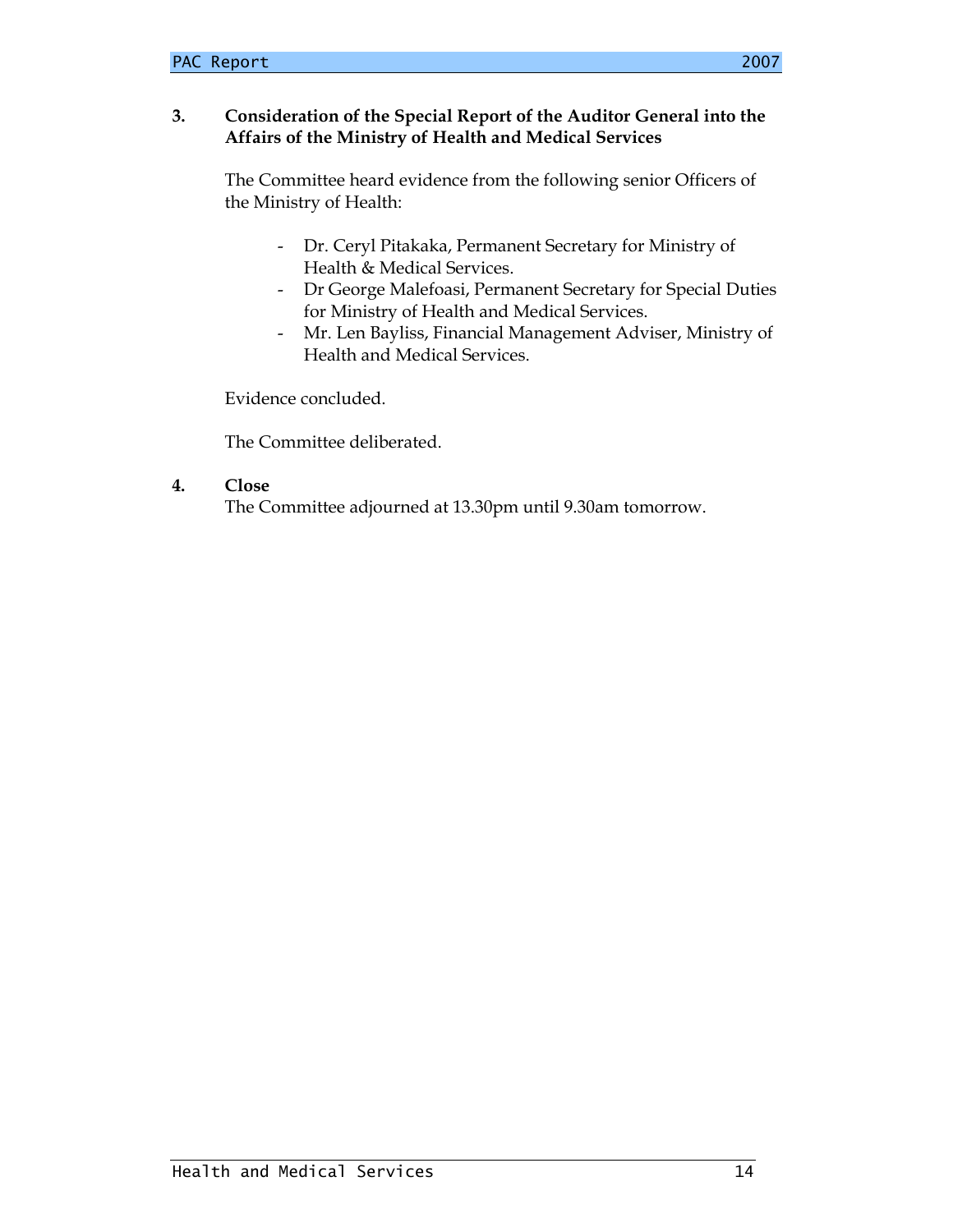**3. Consideration of the Special Report of the Auditor General into the Affairs of the Ministry of Health and Medical Services**

The Committee heard evidence from the following senior Officers of the Ministry of Health:

- Dr. Ceryl Pitakaka, Permanent Secretary for Ministry of Health & Medical Services.
- Dr George Malefoasi, Permanent Secretary for Special Duties for Ministry of Health and Medical Services.
- Mr. Len Bayliss, Financial Management Adviser, Ministry of Health and Medical Services.

Evidence concluded.

The Committee deliberated.

**4. Close**

The Committee adjourned at 13.30pm until 9.30am tomorrow.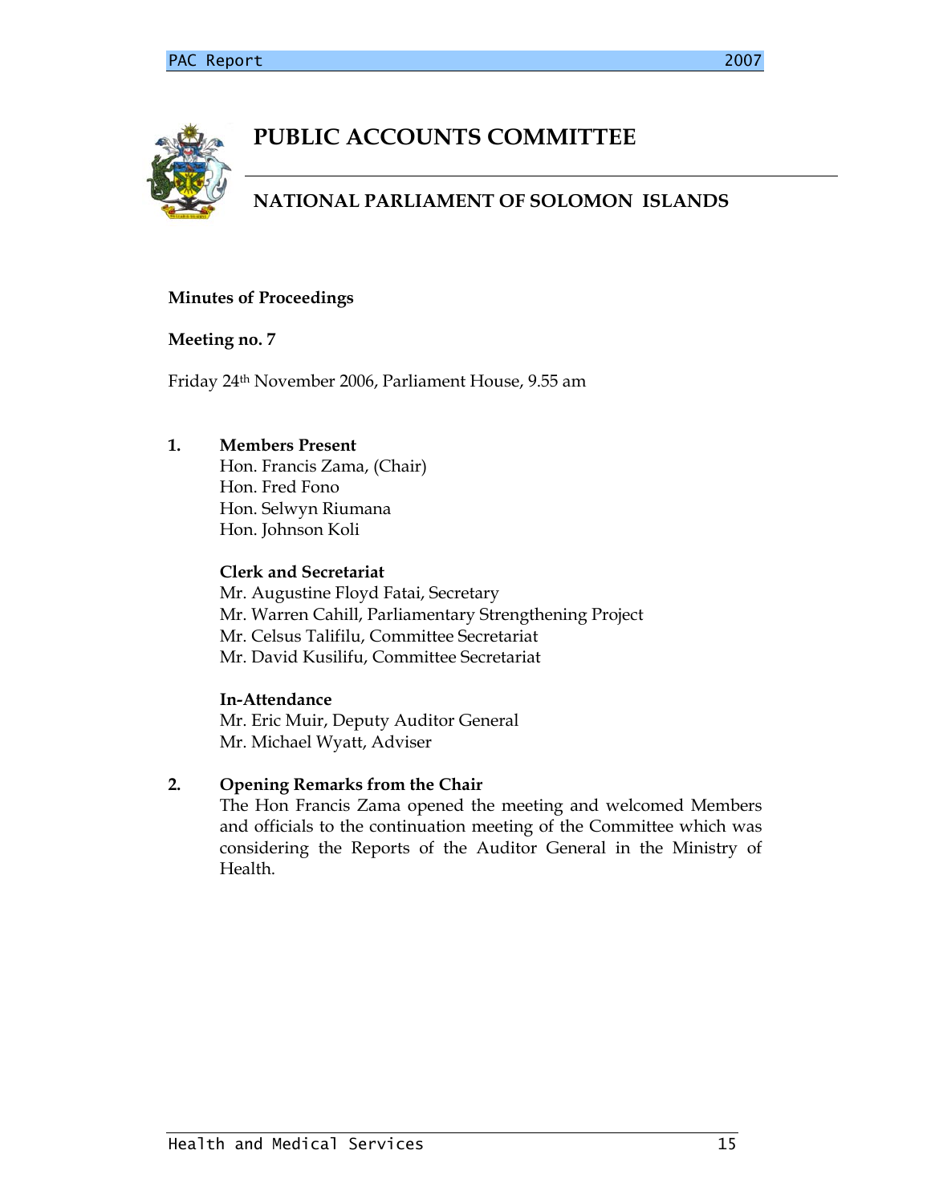# PUBLIC ACCOUNTS COMMITTEE

## NATIONAL PARLIAMENT OF SOLOMON ISLANDS

**Minutes of Proceedings**

**Meeting no. 7**

Friday 24th November 2006, Parliament House, 9.55 am

1. **Members Present**
   Hon. Francis Zama, (Chair)
   Hon. Fred Fono
   Hon. Selwyn Riumana
   Hon. Johnson Koli

   **Clerk and Secretariat**
   Mr. Augustine Floyd Fatai, Secretary
   Mr. Warren Cahill, Parliamentary Strengthening Project
   Mr. Celsus Talifilu, Committee Secretariat
   Mr. David Kusilifu, Committee Secretariat

   **In-Attendance**
   Mr. Eric Muir, Deputy Auditor General
   Mr. Michael Wyatt, Adviser

2. **Opening Remarks from the Chair**
   The Hon Francis Zama opened the meeting and welcomed Members and officials to the continuation meeting of the Committee which was considering the Reports of the Auditor General in the Ministry of Health.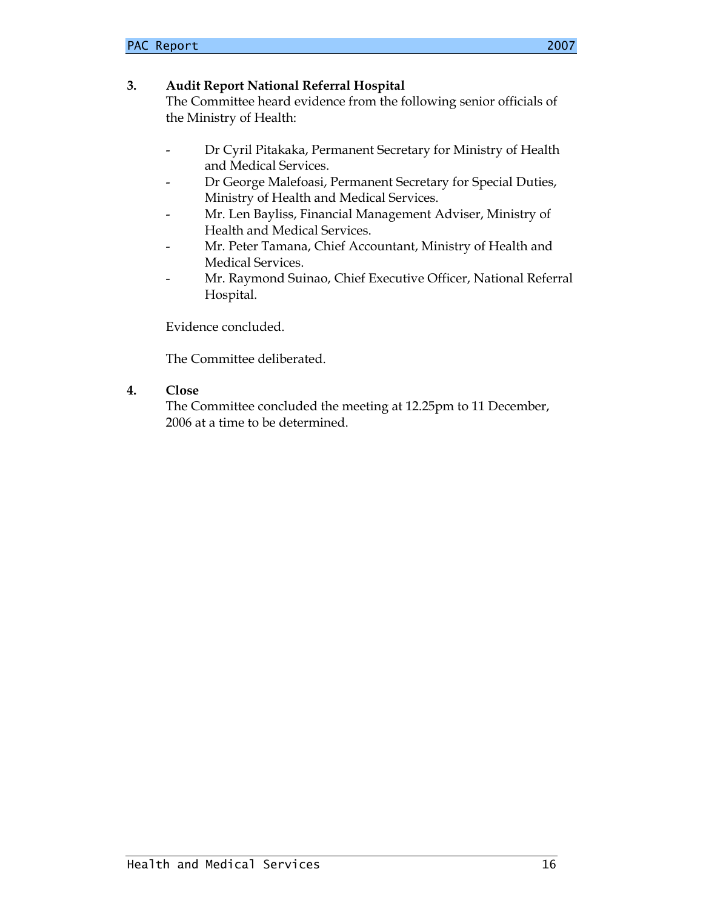**3. Audit Report National Referral Hospital**

The Committee heard evidence from the following senior officials of the Ministry of Health:

- Dr Cyril Pitakaka, Permanent Secretary for Ministry of Health and Medical Services.
- Dr George Malefoasi, Permanent Secretary for Special Duties, Ministry of Health and Medical Services.
- Mr. Len Bayliss, Financial Management Adviser, Ministry of Health and Medical Services.
- Mr. Peter Tamana, Chief Accountant, Ministry of Health and Medical Services.
- Mr. Raymond Suinao, Chief Executive Officer, National Referral Hospital.

Evidence concluded.

The Committee deliberated.

**4. Close**

The Committee concluded the meeting at 12.25pm to 11 December, 2006 at a time to be determined.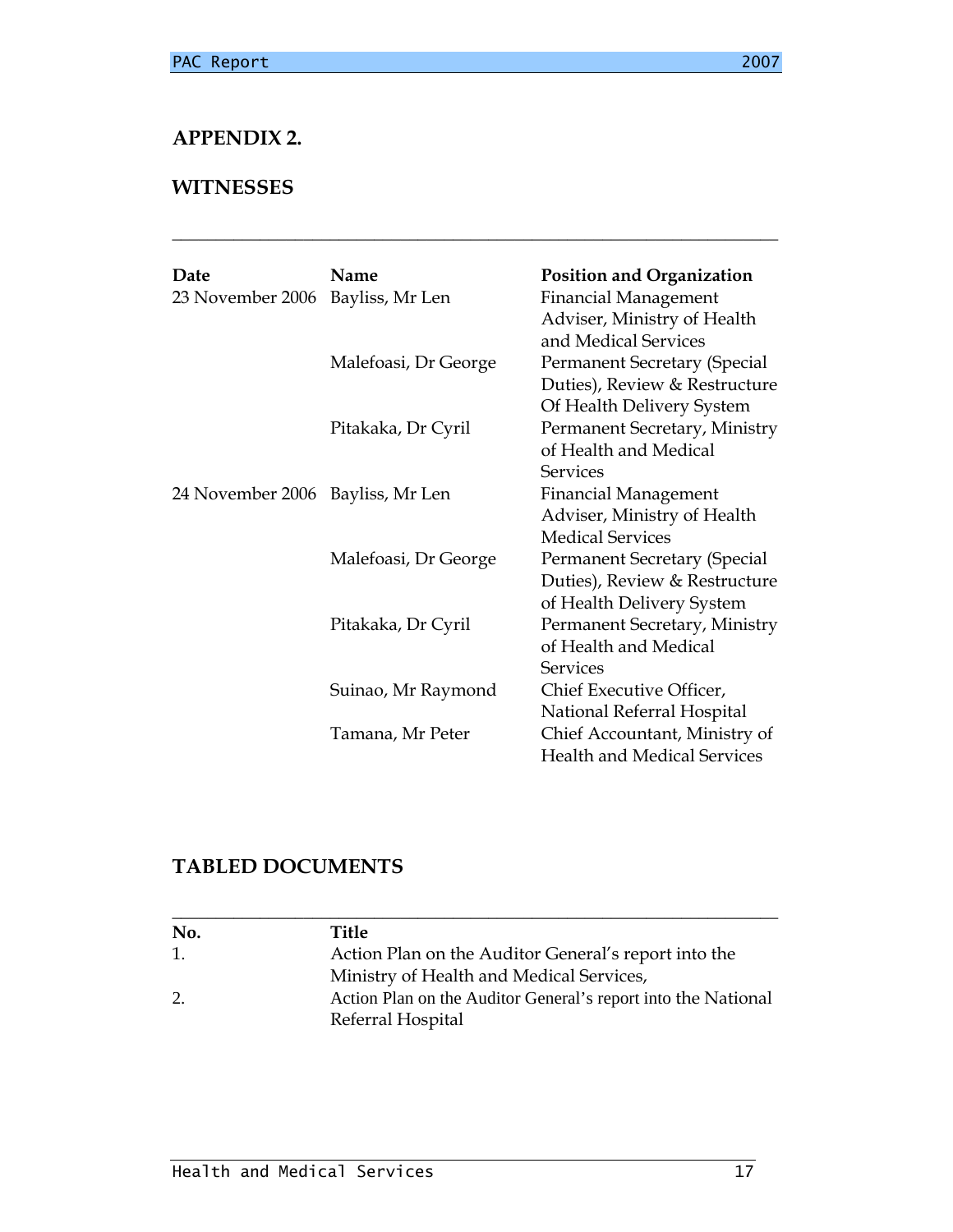## APPENDIX 2.

## WITNESSES

| Date | Name | Position and Organization |
|---|---|---|
| 23 November 2006 | Bayliss, Mr Len | Financial Management Adviser, Ministry of Health and Medical Services |
| | Malefoasi, Dr George | Permanent Secretary (Special Duties), Review & Restructure Of Health Delivery System |
| | Pitakaka, Dr Cyril | Permanent Secretary, Ministry of Health and Medical Services |
| 24 November 2006 | Bayliss, Mr Len | Financial Management Adviser, Ministry of Health Medical Services |
| | Malefoasi, Dr George | Permanent Secretary (Special Duties), Review & Restructure of Health Delivery System |
| | Pitakaka, Dr Cyril | Permanent Secretary, Ministry of Health and Medical Services |
| | Suinao, Mr Raymond | Chief Executive Officer, National Referral Hospital |
| | Tamana, Mr Peter | Chief Accountant, Ministry of Health and Medical Services |

## TABLED DOCUMENTS

| No. | Title |
|---|---|
| 1. | Action Plan on the Auditor General's report into the Ministry of Health and Medical Services, |
| 2. | Action Plan on the Auditor General's report into the National Referral Hospital |